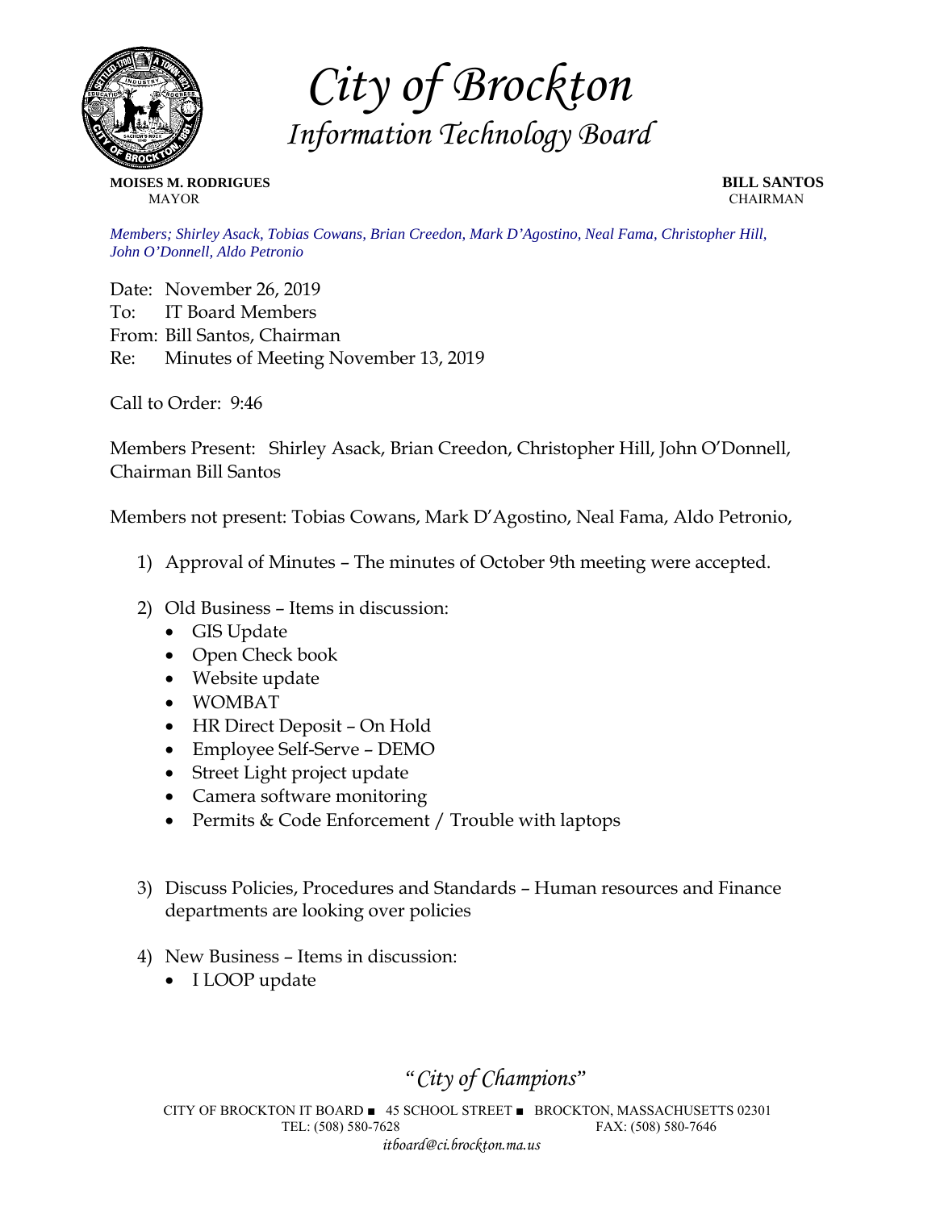# City of Brockton
## Information Technology Board

**MOISES M. RODRIGUES**
MAYOR

**BILL SANTOS**
CHAIRMAN

*Members; Shirley Asack, Tobias Cowans, Brian Creedon, Mark D'Agostino, Neal Fama, Christopher Hill, John O'Donnell, Aldo Petronio*

Date: November 26, 2019
To: IT Board Members
From: Bill Santos, Chairman
Re: Minutes of Meeting November 13, 2019

Call to Order: 9:46

Members Present: Shirley Asack, Brian Creedon, Christopher Hill, John O'Donnell, Chairman Bill Santos

Members not present: Tobias Cowans, Mark D'Agostino, Neal Fama, Aldo Petronio,

1) Approval of Minutes – The minutes of October 9th meeting were accepted.

2) Old Business – Items in discussion:
   - GIS Update
   - Open Check book
   - Website update
   - WOMBAT
   - HR Direct Deposit – On Hold
   - Employee Self-Serve – DEMO
   - Street Light project update
   - Camera software monitoring
   - Permits & Code Enforcement / Trouble with laptops

3) Discuss Policies, Procedures and Standards – Human resources and Finance departments are looking over policies

4) New Business – Items in discussion:
   - I LOOP update

*"City of Champions"*

CITY OF BROCKTON IT BOARD ■ 45 SCHOOL STREET ■ BROCKTON, MASSACHUSETTS 02301
TEL: (508) 580-7628 FAX: (508) 580-7646
*itboard@ci.brockton.ma.us*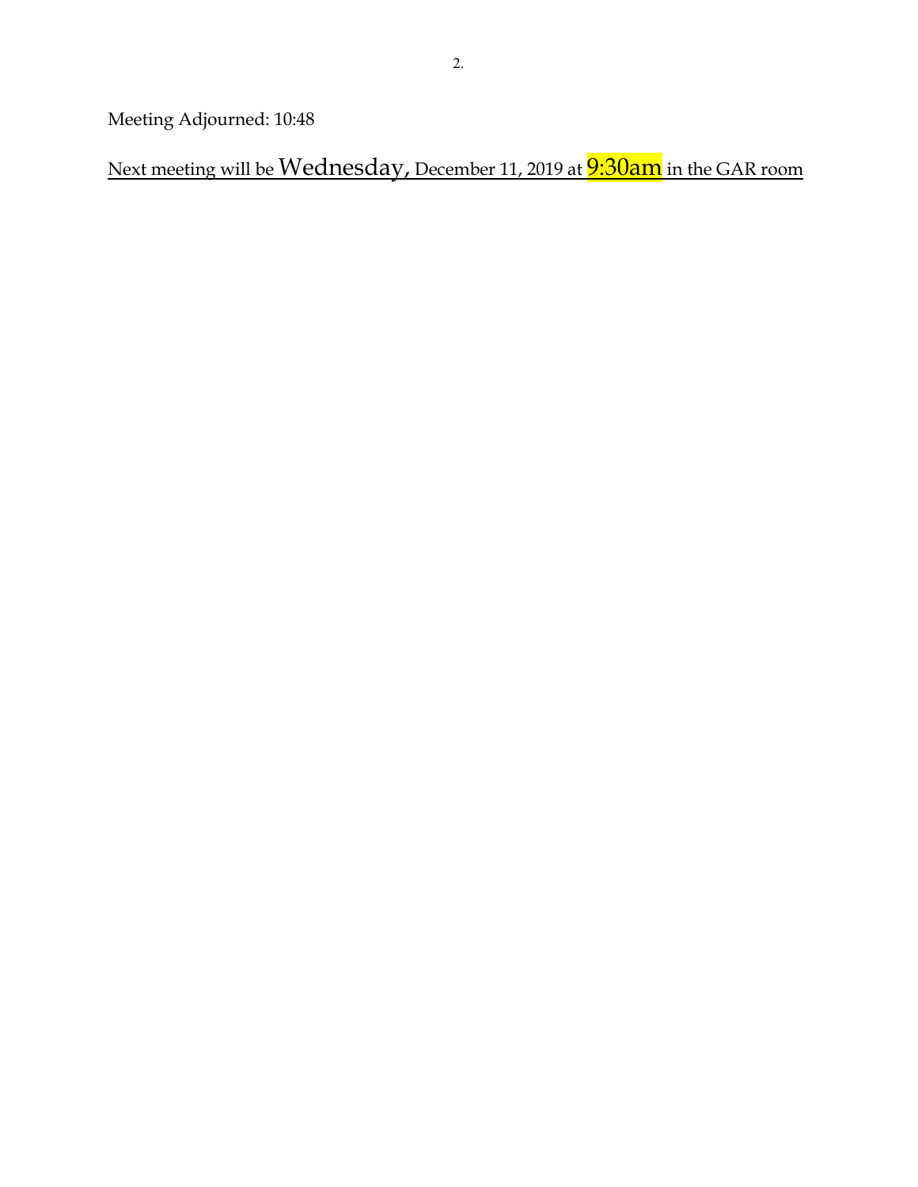Meeting Adjourned: 10:48

Next meeting will be Wednesday, December 11, 2019 at 9:30am in the GAR room